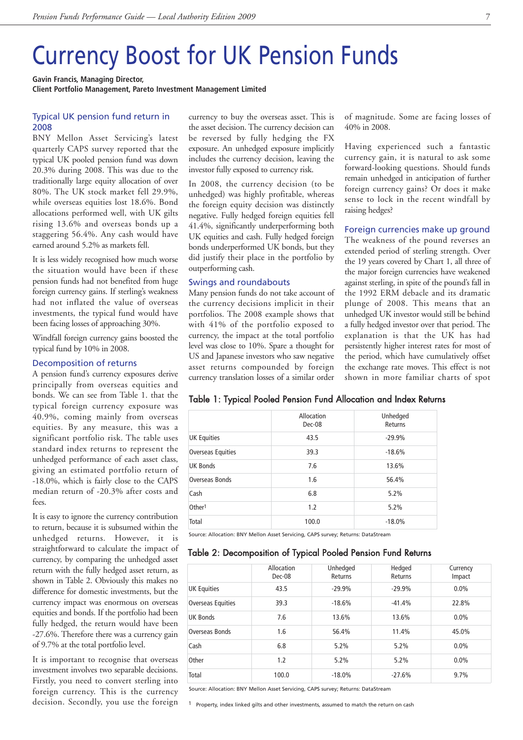# Currency Boost for UK Pension Funds

**Gavin Francis, Managing Director,**
**Client Portfolio Management, Pareto Investment Management Limited**

## Typical UK pension fund return in 2008

BNY Mellon Asset Servicing's latest quarterly CAPS survey reported that the typical UK pooled pension fund was down 20.3% during 2008. This was due to the traditionally large equity allocation of over 80%. The UK stock market fell 29.9%, while overseas equities lost 18.6%. Bond allocations performed well, with UK gilts rising 13.6% and overseas bonds up a staggering 56.4%. Any cash would have earned around 5.2% as markets fell.

It is less widely recognised how much worse the situation would have been if these pension funds had not benefited from huge foreign currency gains. If sterling's weakness had not inflated the value of overseas investments, the typical fund would have been facing losses of approaching 30%.

Windfall foreign currency gains boosted the typical fund by 10% in 2008.

## Decomposition of returns

A pension fund's currency exposures derive principally from overseas equities and bonds. We can see from Table 1. that the typical foreign currency exposure was 40.9%, coming mainly from overseas equities. By any measure, this was a significant portfolio risk. The table uses standard index returns to represent the unhedged performance of each asset class, giving an estimated portfolio return of -18.0%, which is fairly close to the CAPS median return of -20.3% after costs and fees.

It is easy to ignore the currency contribution to return, because it is subsumed within the unhedged returns. However, it is straightforward to calculate the impact of currency, by comparing the unhedged asset return with the fully hedged asset return, as shown in Table 2. Obviously this makes no difference for domestic investments, but the currency impact was enormous on overseas equities and bonds. If the portfolio had been fully hedged, the return would have been -27.6%. Therefore there was a currency gain of 9.7% at the total portfolio level.

It is important to recognise that overseas investment involves two separable decisions. Firstly, you need to convert sterling into foreign currency. This is the currency decision. Secondly, you use the foreign currency to buy the overseas asset. This is the asset decision. The currency decision can be reversed by fully hedging the FX exposure. An unhedged exposure implicitly includes the currency decision, leaving the investor fully exposed to currency risk.

In 2008, the currency decision (to be unhedged) was highly profitable, whereas the foreign equity decision was distinctly negative. Fully hedged foreign equities fell 41.4%, significantly underperforming both UK equities and cash. Fully hedged foreign bonds underperformed UK bonds, but they did justify their place in the portfolio by outperforming cash.

## Swings and roundabouts

Many pension funds do not take account of the currency decisions implicit in their portfolios. The 2008 example shows that with 41% of the portfolio exposed to currency, the impact at the total portfolio level was close to 10%. Spare a thought for US and Japanese investors who saw negative asset returns compounded by foreign currency translation losses of a similar order of magnitude. Some are facing losses of 40% in 2008.

Having experienced such a fantastic currency gain, it is natural to ask some forward-looking questions. Should funds remain unhedged in anticipation of further foreign currency gains? Or does it make sense to lock in the recent windfall by raising hedges?

## Foreign currencies make up ground

The weakness of the pound reverses an extended period of sterling strength. Over the 19 years covered by Chart 1, all three of the major foreign currencies have weakened against sterling, in spite of the pound's fall in the 1992 ERM debacle and its dramatic plunge of 2008. This means that an unhedged UK investor would still be behind a fully hedged investor over that period. The explanation is that the UK has had persistently higher interest rates for most of the period, which have cumulatively offset the exchange rate moves. This effect is not shown in more familiar charts of spot

### Table 1: Typical Pooled Pension Fund Allocation and Index Returns

| | Allocation Dec-08 | Unhedged Returns |
|---|---|---|
| UK Equities | 43.5 | -29.9% |
| Overseas Equities | 39.3 | -18.6% |
| UK Bonds | 7.6 | 13.6% |
| Overseas Bonds | 1.6 | 56.4% |
| Cash | 6.8 | 5.2% |
| Other[1] | 1.2 | 5.2% |
| Total | 100.0 | -18.0% |

Source: Allocation: BNY Mellon Asset Servicing, CAPS survey; Returns: DataStream

### Table 2: Decomposition of Typical Pooled Pension Fund Returns

| | Allocation Dec-08 | Unhedged Returns | Hedged Returns | Currency Impact |
|---|---|---|---|---|
| UK Equities | 43.5 | -29.9% | -29.9% | 0.0% |
| Overseas Equities | 39.3 | -18.6% | -41.4% | 22.8% |
| UK Bonds | 7.6 | 13.6% | 13.6% | 0.0% |
| Overseas Bonds | 1.6 | 56.4% | 11.4% | 45.0% |
| Cash | 6.8 | 5.2% | 5.2% | 0.0% |
| Other | 1.2 | 5.2% | 5.2% | 0.0% |
| Total | 100.0 | -18.0% | -27.6% | 9.7% |

Source: Allocation: BNY Mellon Asset Servicing, CAPS survey; Returns: DataStream

[1] Property, index linked gilts and other investments, assumed to match the return on cash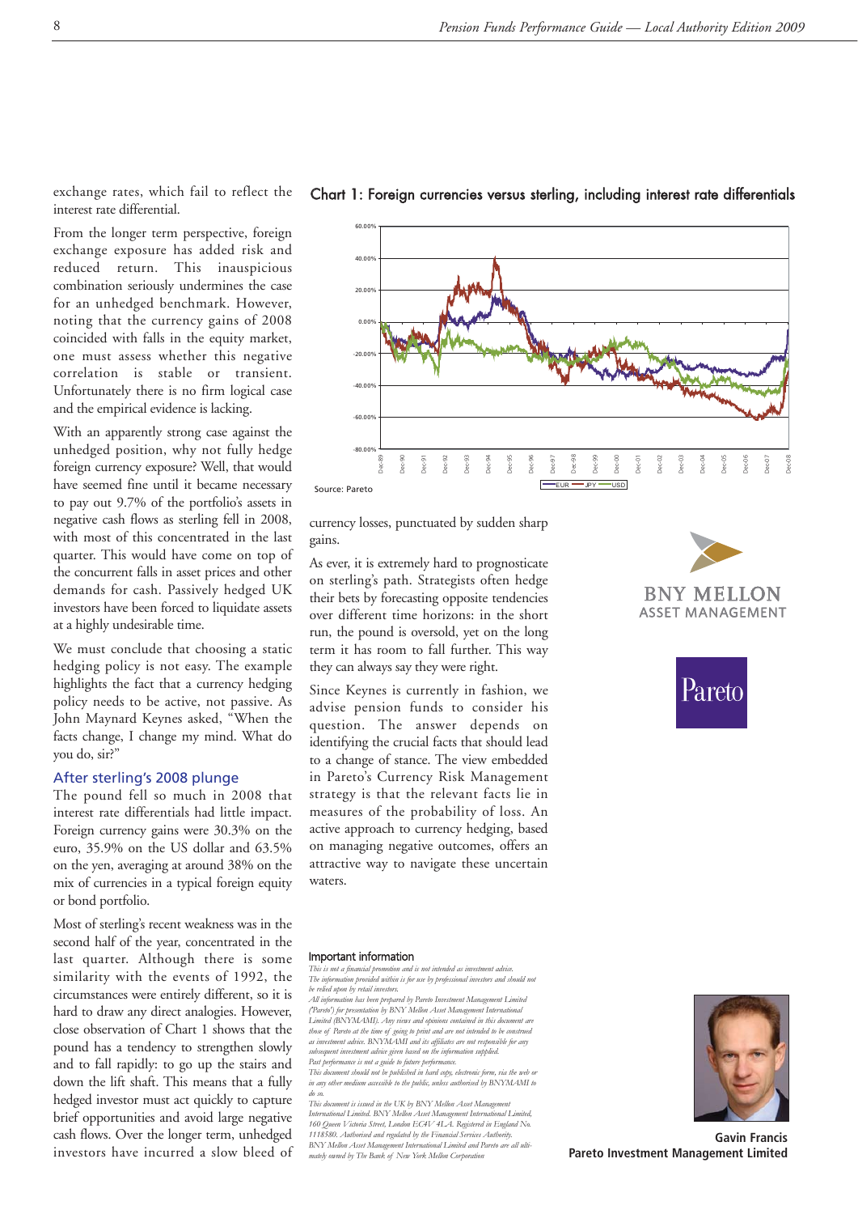exchange rates, which fail to reflect the interest rate differential.

From the longer term perspective, foreign exchange exposure has added risk and reduced return. This inauspicious combination seriously undermines the case for an unhedged benchmark. However, noting that the currency gains of 2008 coincided with falls in the equity market, one must assess whether this negative correlation is stable or transient. Unfortunately there is no firm logical case and the empirical evidence is lacking.

With an apparently strong case against the unhedged position, why not fully hedge foreign currency exposure? Well, that would have seemed fine until it became necessary to pay out 9.7% of the portfolio's assets in negative cash flows as sterling fell in 2008, with most of this concentrated in the last quarter. This would have come on top of the concurrent falls in asset prices and other demands for cash. Passively hedged UK investors have been forced to liquidate assets at a highly undesirable time.

We must conclude that choosing a static hedging policy is not easy. The example highlights the fact that a currency hedging policy needs to be active, not passive. As John Maynard Keynes asked, "When the facts change, I change my mind. What do you do, sir?"

## After sterling's 2008 plunge

The pound fell so much in 2008 that interest rate differentials had little impact. Foreign currency gains were 30.3% on the euro, 35.9% on the US dollar and 63.5% on the yen, averaging at around 38% on the mix of currencies in a typical foreign equity or bond portfolio.

Most of sterling's recent weakness was in the second half of the year, concentrated in the last quarter. Although there is some similarity with the events of 1992, the circumstances were entirely different, so it is hard to draw any direct analogies. However, close observation of Chart 1 shows that the pound has a tendency to strengthen slowly and to fall rapidly: to go up the stairs and down the lift shaft. This means that a fully hedged investor must act quickly to capture brief opportunities and avoid large negative cash flows. Over the longer term, unhedged investors have incurred a slow bleed of currency losses, punctuated by sudden sharp gains.

As ever, it is extremely hard to prognosticate on sterling's path. Strategists often hedge their bets by forecasting opposite tendencies over different time horizons: in the short run, the pound is oversold, yet on the long term it has room to fall further. This way they can always say they were right.

Since Keynes is currently in fashion, we advise pension funds to consider his question. The answer depends on identifying the crucial facts that should lead to a change of stance. The view embedded in Pareto's Currency Risk Management strategy is that the relevant facts lie in measures of the probability of loss. An active approach to currency hedging, based on managing negative outcomes, offers an attractive way to navigate these uncertain waters.

**Chart 1: Foreign currencies versus sterling, including interest rate differentials**

60.00%
40.00%
20.00%
0.00%
-20.00%
-40.00%
-60.00%
-80.00%

Dec-89 Dec-90 Dec-91 Dec-92 Dec-93 Dec-94 Dec-95 Dec-96 Dec-97 Dec-98 Dec-99 Dec-00 Dec-01 Dec-02 Dec-03 Dec-04 Dec-05 Dec-06 Dec-07 Dec-08

EUR JPY USD

Source: Pareto

BNY MELLON ASSET MANAGEMENT

Pareto

### Important information

*This is not a financial promotion and is not intended as investment advice.*
*The information provided within is for use by professional investors and should not be relied upon by retail investors.*
*All information has been prepared by Pareto Investment Management Limited ('Pareto') for presentation by BNY Mellon Asset Management International Limited (BNYMAMI). Any views and opinions contained in this document are those of Pareto at the time of going to print and are not intended to be construed as investment advice. BNYMAMI and its affiliates are not responsible for any subsequent investment advice given based on the information supplied.*
*Past performance is not a guide to future performance.*
*This document should not be published in hard copy, electronic form, via the web or in any other medium accessible to the public, unless authorised by BNYMAMI to do so.*
*This document is issued in the UK by BNY Mellon Asset Management International Limited. BNY Mellon Asset Management International Limited, 160 Queen Victoria Street, London EC4V 4LA. Registered in England No. 1118580. Authorised and regulated by the Financial Services Authority.*
*BNY Mellon Asset Management International Limited and Pareto are all ultimately owned by The Bank of New York Mellon Corporation*

**Gavin Francis**
**Pareto Investment Management Limited**